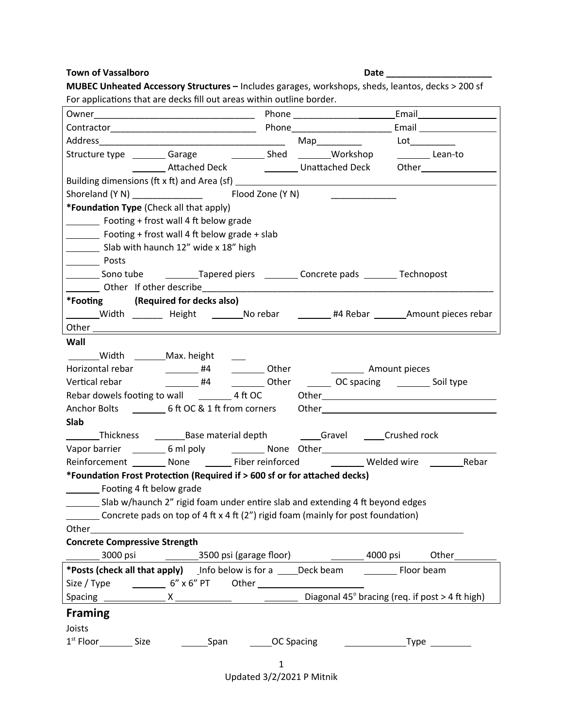**Town of Vassalboro** **Date \_\_\_\_\_\_\_\_\_\_\_\_\_\_\_\_\_\_\_\_\_\_**

**MUBEC Unheated Accessory Structures –** Includes garages, workshops, sheds, leantos, decks > 200 sf

For applications that are decks fill out areas within outline border.

Owner\_\_\_\_\_\_\_\_\_\_\_\_\_\_\_\_\_\_\_\_\_\_\_\_\_\_\_\_\_\_\_\_\_ Phone \_\_\_\_\_\_\_\_\_\_\_\_\_\_\_\_\_\_\_\_\_Email\_\_\_\_\_\_\_\_\_\_\_\_\_\_\_\_

Contractor\_\_\_\_\_\_\_\_\_\_\_\_\_\_\_\_\_\_\_\_\_\_\_\_\_\_\_\_\_\_ Phone\_\_\_\_\_\_\_\_\_\_\_\_\_\_\_\_\_\_\_\_ Email \_\_\_\_\_\_\_\_\_\_\_\_\_\_\_\_

Address\_\_\_\_\_\_\_\_\_\_\_\_\_\_\_\_\_\_\_\_\_\_\_\_\_\_\_\_\_\_\_\_\_\_\_\_\_\_ Map\_\_\_\_\_\_\_\_\_ Lot\_\_\_\_\_\_\_\_\_

Structure type \_\_\_\_\_\_\_ Garage \_\_\_\_\_\_\_ Shed \_\_\_\_\_\_\_Workshop \_\_\_\_\_\_\_ Lean-to

\_\_\_\_\_\_\_ Attached Deck \_\_\_\_\_\_\_ Unattached Deck Other\_\_\_\_\_\_\_\_\_\_\_\_\_\_\_\_

Building dimensions (ft x ft) and Area (sf) \_\_\_\_\_\_\_\_\_\_\_\_\_\_\_\_\_\_\_\_\_\_\_\_\_\_\_\_\_\_\_\_\_\_\_\_\_\_\_\_\_\_\_\_\_\_\_\_\_\_\_\_\_\_

Shoreland (Y N) \_\_\_\_\_\_\_\_\_\_\_\_\_\_ Flood Zone (Y N) \_\_\_\_\_\_\_\_\_\_\_\_\_

**\*Foundation Type** (Check all that apply)

\_\_\_\_\_\_\_ Footing + frost wall 4 ft below grade

\_\_\_\_\_\_\_ Footing + frost wall 4 ft below grade + slab

\_\_\_\_\_\_\_ Slab with haunch 12" wide x 18" high

\_\_\_\_\_\_\_ Posts

\_\_\_\_\_\_\_ Sono tube \_\_\_\_\_\_\_Tapered piers \_\_\_\_\_\_\_ Concrete pads \_\_\_\_\_\_\_ Technopost

\_\_\_\_\_\_\_ Other If other describe\_\_\_\_\_\_\_\_\_\_\_\_\_\_\_\_\_\_\_\_\_\_\_\_\_\_\_\_\_\_\_\_\_\_\_\_\_\_\_\_\_\_\_\_\_\_\_\_\_\_\_\_\_\_\_\_\_\_\_\_

**\*Footing (Required for decks also)**

\_\_\_\_\_\_\_Width \_\_\_\_\_\_ Height \_\_\_\_\_\_\_No rebar \_\_\_\_\_\_\_ #4 Rebar \_\_\_\_\_\_\_Amount pieces rebar

Other \_\_\_\_\_\_\_\_\_\_\_\_\_\_\_\_\_\_\_\_\_\_\_\_\_\_\_\_\_\_\_\_\_\_\_\_\_\_\_\_\_\_\_\_\_\_\_\_\_\_\_\_\_\_\_\_\_\_\_\_\_\_\_\_\_\_\_\_\_\_\_\_\_\_\_\_\_\_\_\_\_

**Wall**

\_\_\_\_\_\_Width \_\_\_\_\_\_Max. height \_\_\_

Horizontal rebar \_\_\_\_\_\_\_ #4 \_\_\_\_\_\_\_ Other \_\_\_\_\_\_\_ Amount pieces

Vertical rebar \_\_\_\_\_\_\_ #4 \_\_\_\_\_\_\_ Other \_\_\_\_\_ OC spacing \_\_\_\_\_\_\_ Soil type

Rebar dowels footing to wall \_\_\_\_\_\_\_ 4 ft OC Other\_\_\_\_\_\_\_\_\_\_\_\_\_\_\_\_\_\_\_\_\_\_\_\_\_\_\_\_\_\_\_\_\_\_\_\_\_\_\_

Anchor Bolts \_\_\_\_\_\_\_ 6 ft OC & 1 ft from corners Other\_\_\_\_\_\_\_\_\_\_\_\_\_\_\_\_\_\_\_\_\_\_\_\_\_\_\_\_\_\_\_\_\_\_\_\_\_\_\_

**Slab**

\_\_\_\_\_\_\_Thickness \_\_\_\_\_\_Base material depth \_\_\_\_Gravel \_\_\_\_Crushed rock

Vapor barrier \_\_\_\_\_\_\_ 6 ml poly \_\_\_\_\_\_\_ None Other\_\_\_\_\_\_\_\_\_\_\_\_\_\_\_\_\_\_\_\_\_\_\_\_\_\_\_\_\_\_\_\_\_\_\_\_\_\_\_

Reinforcement \_\_\_\_\_\_\_ None \_\_\_\_\_ Fiber reinforced \_\_\_\_\_\_\_ Welded wire \_\_\_\_\_\_\_Rebar

**\*Foundation Frost Protection (Required if > 600 sf or for attached decks)**

\_\_\_\_\_\_\_ Footing 4 ft below grade

\_\_\_\_\_\_\_ Slab w/haunch 2" rigid foam under entire slab and extending 4 ft beyond edges

\_\_\_\_\_\_\_ Concrete pads on top of 4 ft x 4 ft (2") rigid foam (mainly for post foundation)

Other\_\_\_\_\_\_\_\_\_\_\_\_\_\_\_\_\_\_\_\_\_\_\_\_\_\_\_\_\_\_\_\_\_\_\_\_\_\_\_\_\_\_\_\_\_\_\_\_\_\_\_\_\_\_\_\_\_\_\_\_\_\_\_\_\_\_\_\_\_\_\_\_\_\_\_\_\_

**Concrete Compressive Strength**

\_\_\_\_\_\_\_ 3000 psi \_\_\_\_\_\_\_3500 psi (garage floor) \_\_\_\_\_\_\_ 4000 psi Other\_\_\_\_\_\_\_\_\_

**\*Posts (check all that apply)** Info below is for a \_\_\_\_Deck beam \_\_\_\_\_\_\_ Floor beam

Size / Type \_\_\_\_\_\_\_ 6" x 6" PT Other \_\_\_\_\_\_\_\_\_\_\_\_\_\_\_\_\_\_\_\_\_\_

Spacing \_\_\_\_\_\_\_\_\_\_\_\_\_ X \_\_\_\_\_\_\_\_\_\_\_\_ \_\_\_\_\_\_\_ Diagonal 45° bracing (req. if post > 4 ft high)

## Framing

Joists

1st Floor\_\_\_\_\_\_\_ Size \_\_\_\_\_\_Span \_\_\_\_\_OC Spacing \_\_\_\_\_\_\_\_\_\_\_\_\_Type \_\_\_\_\_\_\_\_\_

Updated 3/2/2021 P Mitnik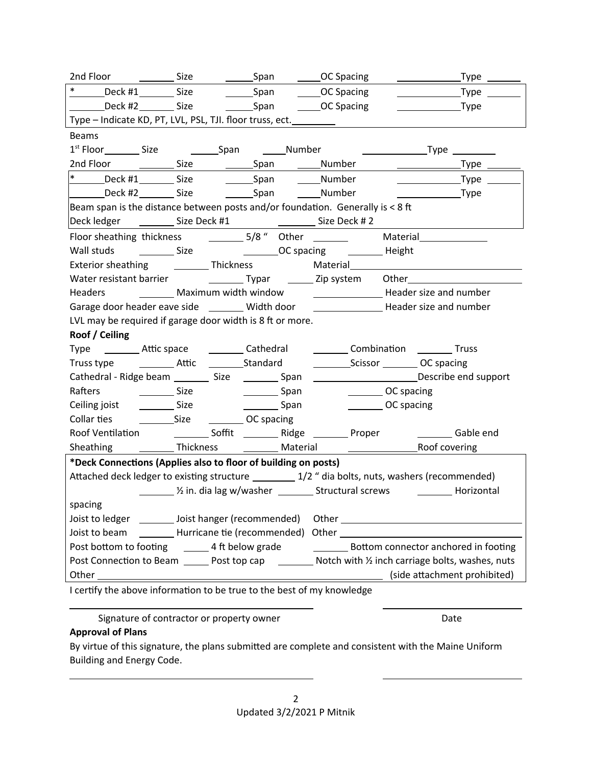2nd Floor \_\_\_\_\_\_\_ Size \_\_\_\_\_\_ Span \_\_\_\_\_ OC Spacing \_\_\_\_\_\_\_\_\_\_\_\_ Type \_\_\_\_\_\_\_

\* \_\_\_\_\_\_ Deck #1 \_\_\_\_\_\_\_ Size \_\_\_\_\_\_ Span \_\_\_\_\_ OC Spacing \_\_\_\_\_\_\_\_\_\_\_\_ Type \_\_\_\_\_\_\_

\_\_\_\_\_\_\_ Deck #2 \_\_\_\_\_\_\_ Size \_\_\_\_\_\_ Span \_\_\_\_\_ OC Spacing \_\_\_\_\_\_\_\_\_\_\_\_ Type

Type – Indicate KD, PT, LVL, PSL, TJI. floor truss, ect. \_\_\_\_\_\_\_\_\_

Beams

1st Floor \_\_\_\_\_\_\_ Size \_\_\_\_\_\_ Span \_\_\_\_\_ Number \_\_\_\_\_\_\_\_\_\_\_\_ Type \_\_\_\_\_\_\_\_\_

2nd Floor \_\_\_\_\_\_\_ Size \_\_\_\_\_\_ Span \_\_\_\_\_ Number \_\_\_\_\_\_\_\_\_\_\_\_ Type \_\_\_\_\_\_\_

\* \_\_\_\_\_\_ Deck #1 \_\_\_\_\_\_\_ Size \_\_\_\_\_\_ Span \_\_\_\_\_ Number \_\_\_\_\_\_\_\_\_\_\_\_ Type \_\_\_\_\_\_\_

\_\_\_\_\_\_\_ Deck #2 \_\_\_\_\_\_\_ Size \_\_\_\_\_\_ Span \_\_\_\_\_ Number \_\_\_\_\_\_\_\_\_\_\_\_ Type

Beam span is the distance between posts and/or foundation. Generally is < 8 ft

Deck ledger \_\_\_\_\_\_\_ Size Deck #1 \_\_\_\_\_\_\_ Size Deck # 2

Floor sheathing thickness \_\_\_\_\_\_\_ 5/8 " Other \_\_\_\_\_\_\_ Material \_\_\_\_\_\_\_\_\_\_\_\_\_

Wall studs \_\_\_\_\_\_\_ Size \_\_\_\_\_\_\_ OC spacing \_\_\_\_\_\_\_ Height

Exterior sheathing \_\_\_\_\_\_\_ Thickness Material \_\_\_\_\_\_\_\_\_\_\_\_\_\_\_\_\_\_\_\_\_\_\_\_\_\_\_\_\_\_\_\_\_\_

Water resistant barrier \_\_\_\_\_\_\_ Typar \_\_\_\_\_ Zip system Other \_\_\_\_\_\_\_\_\_\_\_\_\_\_\_\_\_\_\_\_\_\_

Headers \_\_\_\_\_\_\_ Maximum width window \_\_\_\_\_\_\_\_\_\_\_\_\_ Header size and number

Garage door header eave side \_\_\_\_\_\_\_ Width door \_\_\_\_\_\_\_\_\_\_\_\_\_ Header size and number

LVL may be required if garage door width is 8 ft or more.

**Roof / Ceiling**

Type \_\_\_\_\_\_\_ Attic space \_\_\_\_\_\_\_ Cathedral \_\_\_\_\_\_\_ Combination \_\_\_\_\_\_\_ Truss

Truss type \_\_\_\_\_\_\_ Attic \_\_\_\_\_\_\_ Standard \_\_\_\_\_\_\_ Scissor \_\_\_\_\_\_\_ OC spacing

Cathedral - Ridge beam \_\_\_\_\_\_\_ Size \_\_\_\_\_\_\_ Span \_\_\_\_\_\_\_\_\_\_\_\_\_\_\_\_\_\_\_\_ Describe end support

Rafters \_\_\_\_\_\_\_ Size \_\_\_\_\_\_\_ Span \_\_\_\_\_\_\_ OC spacing

Ceiling joist \_\_\_\_\_\_\_ Size \_\_\_\_\_\_\_ Span \_\_\_\_\_\_\_ OC spacing

Collar ties \_\_\_\_\_\_\_ Size \_\_\_\_\_\_\_ OC spacing

Roof Ventilation \_\_\_\_\_\_\_ Soffit \_\_\_\_\_\_\_ Ridge \_\_\_\_\_\_\_ Proper \_\_\_\_\_\_\_ Gable end

Sheathing \_\_\_\_\_\_\_ Thickness \_\_\_\_\_\_\_ Material \_\_\_\_\_\_\_\_\_\_\_\_\_ Roof covering

**\*Deck Connections (Applies also to floor of building on posts)**

Attached deck ledger to existing structure \_\_\_\_\_\_\_\_ 1/2 " dia bolts, nuts, washers (recommended)

\_\_\_\_\_\_\_ ½ in. dia lag w/washer \_\_\_\_\_\_\_ Structural screws \_\_\_\_\_\_\_ Horizontal spacing

Joist to ledger \_\_\_\_\_\_\_ Joist hanger (recommended) Other \_\_\_\_\_\_\_\_\_\_\_\_\_\_\_\_\_\_\_\_\_\_\_\_\_\_\_\_\_\_\_\_\_\_

Joist to beam \_\_\_\_\_\_\_ Hurricane tie (recommended) Other \_\_\_\_\_\_\_\_\_\_\_\_\_\_\_\_\_\_\_\_\_\_\_\_\_\_\_\_\_\_\_\_\_\_

Post bottom to footing \_\_\_\_\_ 4 ft below grade \_\_\_\_\_\_\_ Bottom connector anchored in footing

Post Connection to Beam \_\_\_\_\_ Post top cap \_\_\_\_\_\_\_ Notch with ½ inch carriage bolts, washes, nuts

Other \_\_\_\_\_\_\_\_\_\_\_\_\_\_\_\_\_\_\_\_\_\_\_\_\_\_\_\_\_\_\_\_\_\_\_\_\_\_\_\_\_\_\_\_\_\_\_\_\_\_\_\_\_\_\_\_ (side attachment prohibited)

I certify the above information to be true to the best of my knowledge

\_\_\_\_\_\_\_\_\_\_\_\_\_\_\_\_\_\_\_\_\_\_\_\_\_\_\_\_\_\_\_\_\_\_\_\_\_\_\_\_ \_\_\_\_\_\_\_\_\_\_\_\_\_\_\_\_\_\_\_\_\_\_

Signature of contractor or property owner Date

**Approval of Plans**

By virtue of this signature, the plans submitted are complete and consistent with the Maine Uniform Building and Energy Code.

\_\_\_\_\_\_\_\_\_\_\_\_\_\_\_\_\_\_\_\_\_\_\_\_\_\_\_\_\_\_\_\_\_\_\_\_\_\_\_\_ \_\_\_\_\_\_\_\_\_\_\_\_\_\_\_\_\_\_\_\_\_\_

Updated 3/2/2021 P Mitnik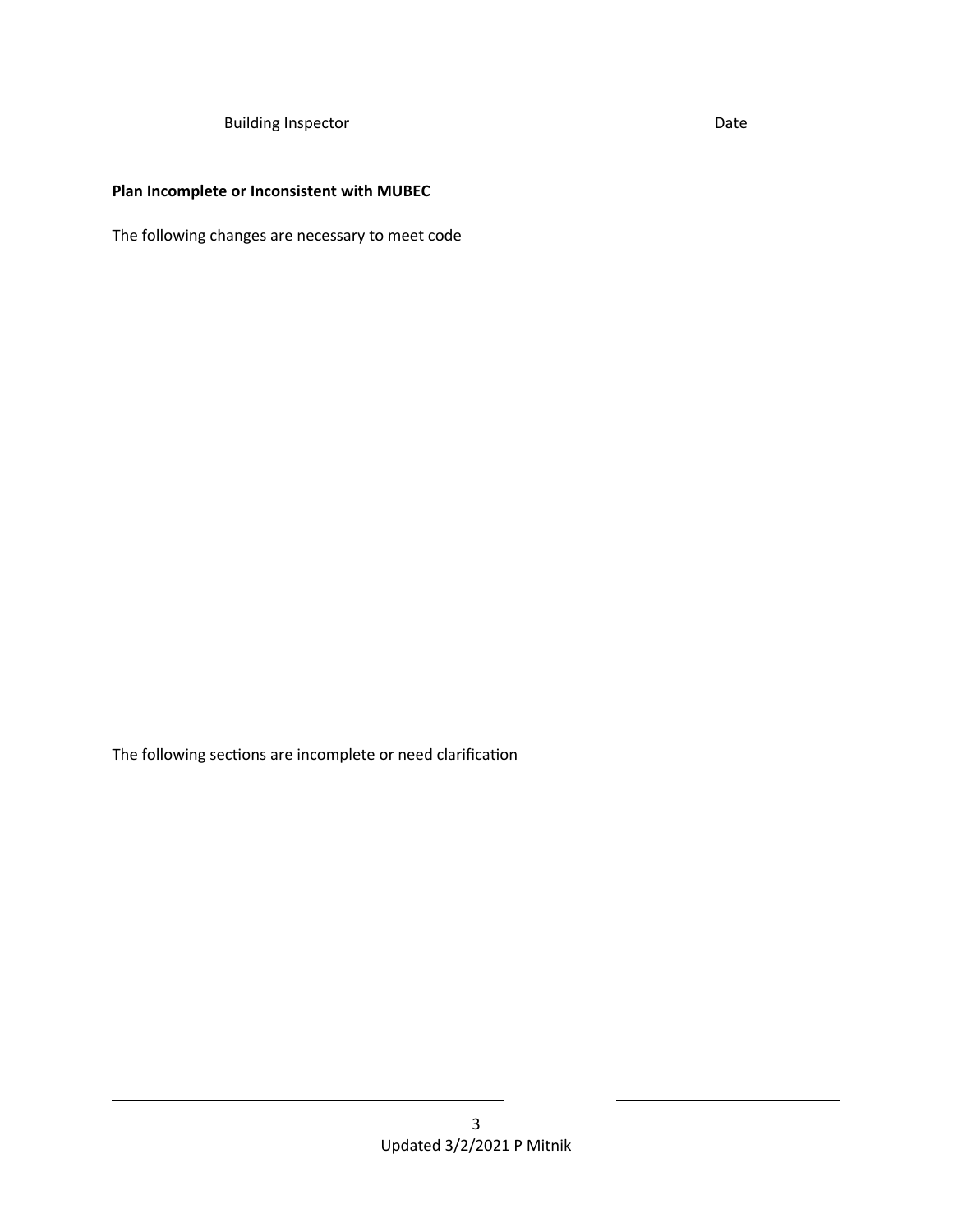Building Inspector Date

**Plan Incomplete or Inconsistent with MUBEC**

The following changes are necessary to meet code

The following sections are incomplete or need clarification

\_\_\_\_\_\_\_\_\_\_\_\_\_\_\_\_\_\_\_\_\_\_\_\_\_\_\_\_\_\_\_\_\_\_\_\_\_\_\_\_ \_\_\_\_\_\_\_\_\_\_\_\_\_\_\_\_\_\_\_\_\_\_\_\_

Updated 3/2/2021 P Mitnik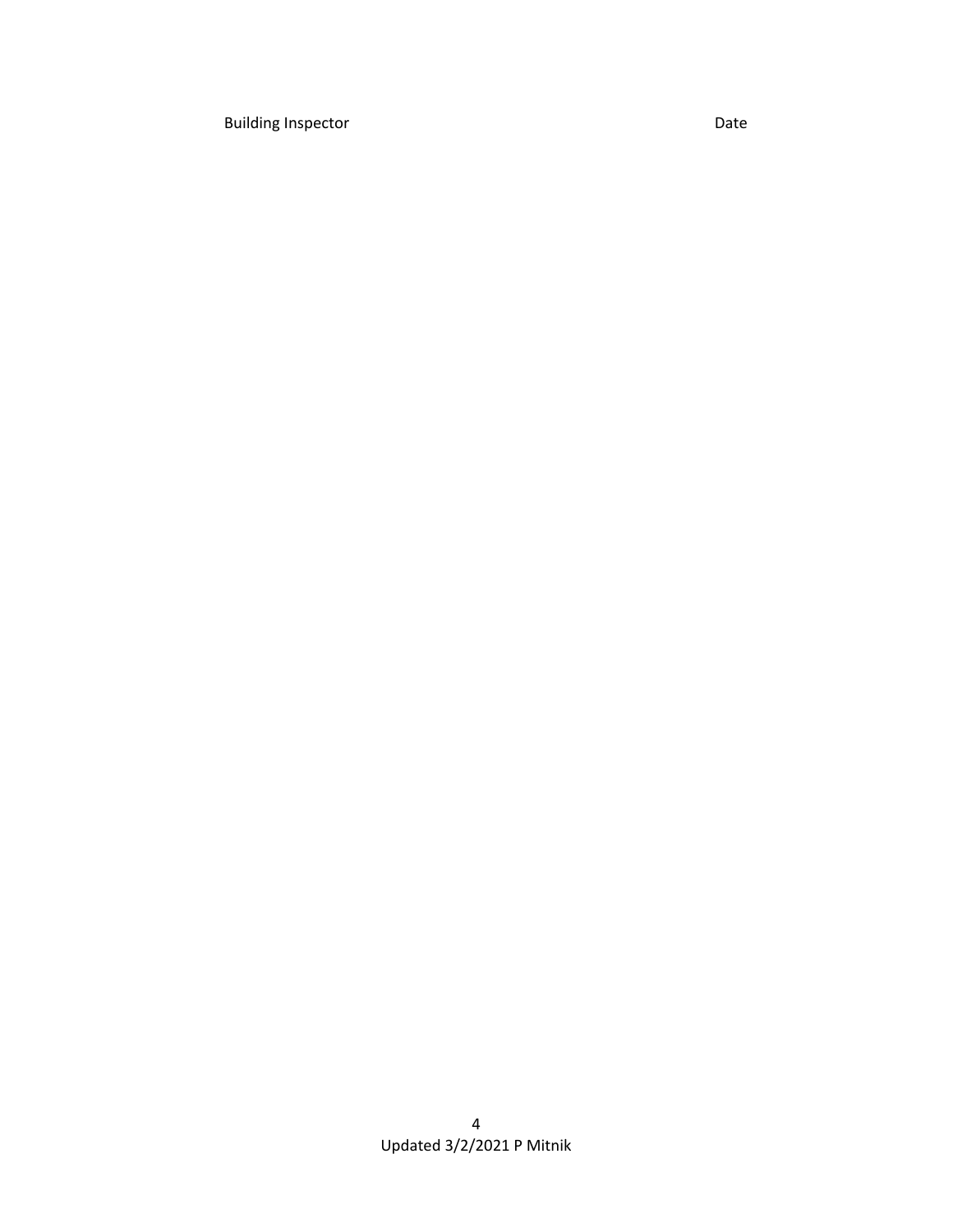Building Inspector Date